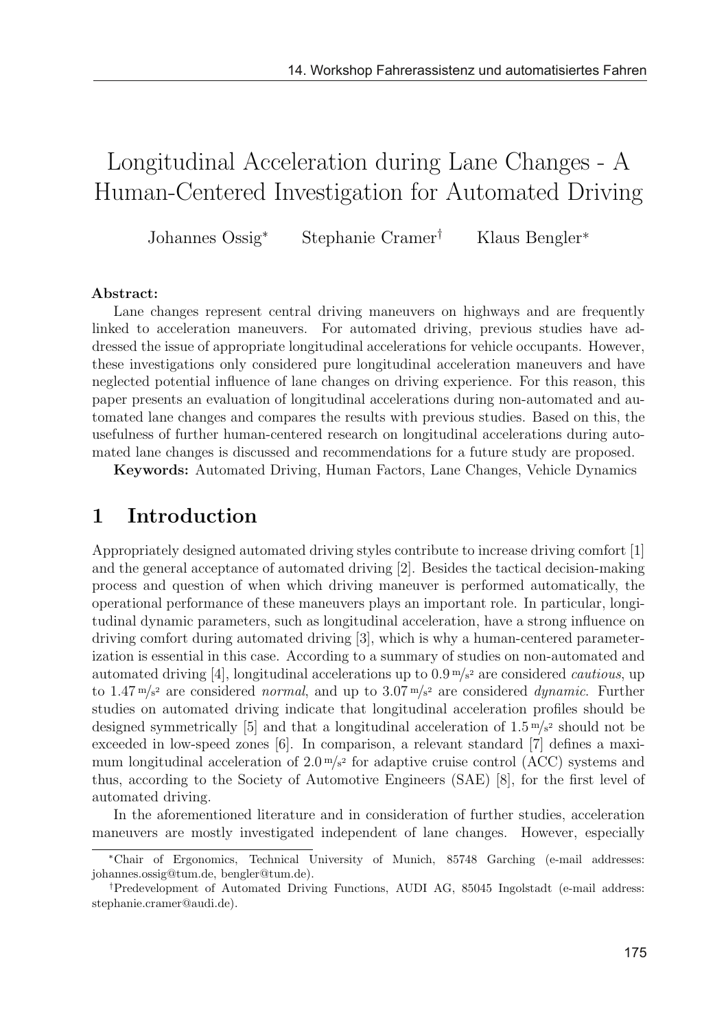# Longitudinal Acceleration during Lane Changes - A Human-Centered Investigation for Automated Driving

Johannes Ossig* Stephanie Cramer† Klaus Bengler*

**Abstract:**

Lane changes represent central driving maneuvers on highways and are frequently linked to acceleration maneuvers. For automated driving, previous studies have addressed the issue of appropriate longitudinal accelerations for vehicle occupants. However, these investigations only considered pure longitudinal acceleration maneuvers and have neglected potential influence of lane changes on driving experience. For this reason, this paper presents an evaluation of longitudinal accelerations during non-automated and automated lane changes and compares the results with previous studies. Based on this, the usefulness of further human-centered research on longitudinal accelerations during automated lane changes is discussed and recommendations for a future study are proposed.

**Keywords:** Automated Driving, Human Factors, Lane Changes, Vehicle Dynamics

## 1 Introduction

Appropriately designed automated driving styles contribute to increase driving comfort [1] and the general acceptance of automated driving [2]. Besides the tactical decision-making process and question of when which driving maneuver is performed automatically, the operational performance of these maneuvers plays an important role. In particular, longitudinal dynamic parameters, such as longitudinal acceleration, have a strong influence on driving comfort during automated driving [3], which is why a human-centered parameterization is essential in this case. According to a summary of studies on non-automated and automated driving [4], longitudinal accelerations up to $0.9\,\mathrm{m/s^2}$ are considered *cautious*, up to $1.47\,\mathrm{m/s^2}$ are considered *normal*, and up to $3.07\,\mathrm{m/s^2}$ are considered *dynamic*. Further studies on automated driving indicate that longitudinal acceleration profiles should be designed symmetrically [5] and that a longitudinal acceleration of $1.5\,\mathrm{m/s^2}$ should not be exceeded in low-speed zones [6]. In comparison, a relevant standard [7] defines a maximum longitudinal acceleration of $2.0\,\mathrm{m/s^2}$ for adaptive cruise control (ACC) systems and thus, according to the Society of Automotive Engineers (SAE) [8], for the first level of automated driving.

In the aforementioned literature and in consideration of further studies, acceleration maneuvers are mostly investigated independent of lane changes. However, especially

*Chair of Ergonomics, Technical University of Munich, 85748 Garching (e-mail addresses: johannes.ossig@tum.de, bengler@tum.de).

†Predevelopment of Automated Driving Functions, AUDI AG, 85045 Ingolstadt (e-mail address: stephanie.cramer@audi.de).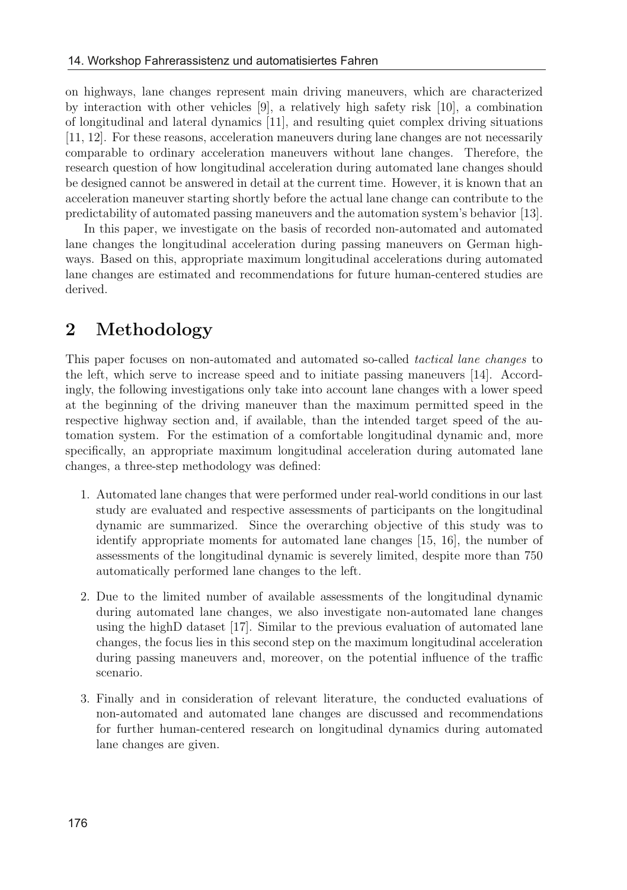on highways, lane changes represent main driving maneuvers, which are characterized by interaction with other vehicles [9], a relatively high safety risk [10], a combination of longitudinal and lateral dynamics [11], and resulting quiet complex driving situations [11, 12]. For these reasons, acceleration maneuvers during lane changes are not necessarily comparable to ordinary acceleration maneuvers without lane changes. Therefore, the research question of how longitudinal acceleration during automated lane changes should be designed cannot be answered in detail at the current time. However, it is known that an acceleration maneuver starting shortly before the actual lane change can contribute to the predictability of automated passing maneuvers and the automation system's behavior [13].

In this paper, we investigate on the basis of recorded non-automated and automated lane changes the longitudinal acceleration during passing maneuvers on German highways. Based on this, appropriate maximum longitudinal accelerations during automated lane changes are estimated and recommendations for future human-centered studies are derived.

## 2 Methodology

This paper focuses on non-automated and automated so-called *tactical lane changes* to the left, which serve to increase speed and to initiate passing maneuvers [14]. Accordingly, the following investigations only take into account lane changes with a lower speed at the beginning of the driving maneuver than the maximum permitted speed in the respective highway section and, if available, than the intended target speed of the automation system. For the estimation of a comfortable longitudinal dynamic and, more specifically, an appropriate maximum longitudinal acceleration during automated lane changes, a three-step methodology was defined:

1. Automated lane changes that were performed under real-world conditions in our last study are evaluated and respective assessments of participants on the longitudinal dynamic are summarized. Since the overarching objective of this study was to identify appropriate moments for automated lane changes [15, 16], the number of assessments of the longitudinal dynamic is severely limited, despite more than 750 automatically performed lane changes to the left.
2. Due to the limited number of available assessments of the longitudinal dynamic during automated lane changes, we also investigate non-automated lane changes using the highD dataset [17]. Similar to the previous evaluation of automated lane changes, the focus lies in this second step on the maximum longitudinal acceleration during passing maneuvers and, moreover, on the potential influence of the traffic scenario.
3. Finally and in consideration of relevant literature, the conducted evaluations of non-automated and automated lane changes are discussed and recommendations for further human-centered research on longitudinal dynamics during automated lane changes are given.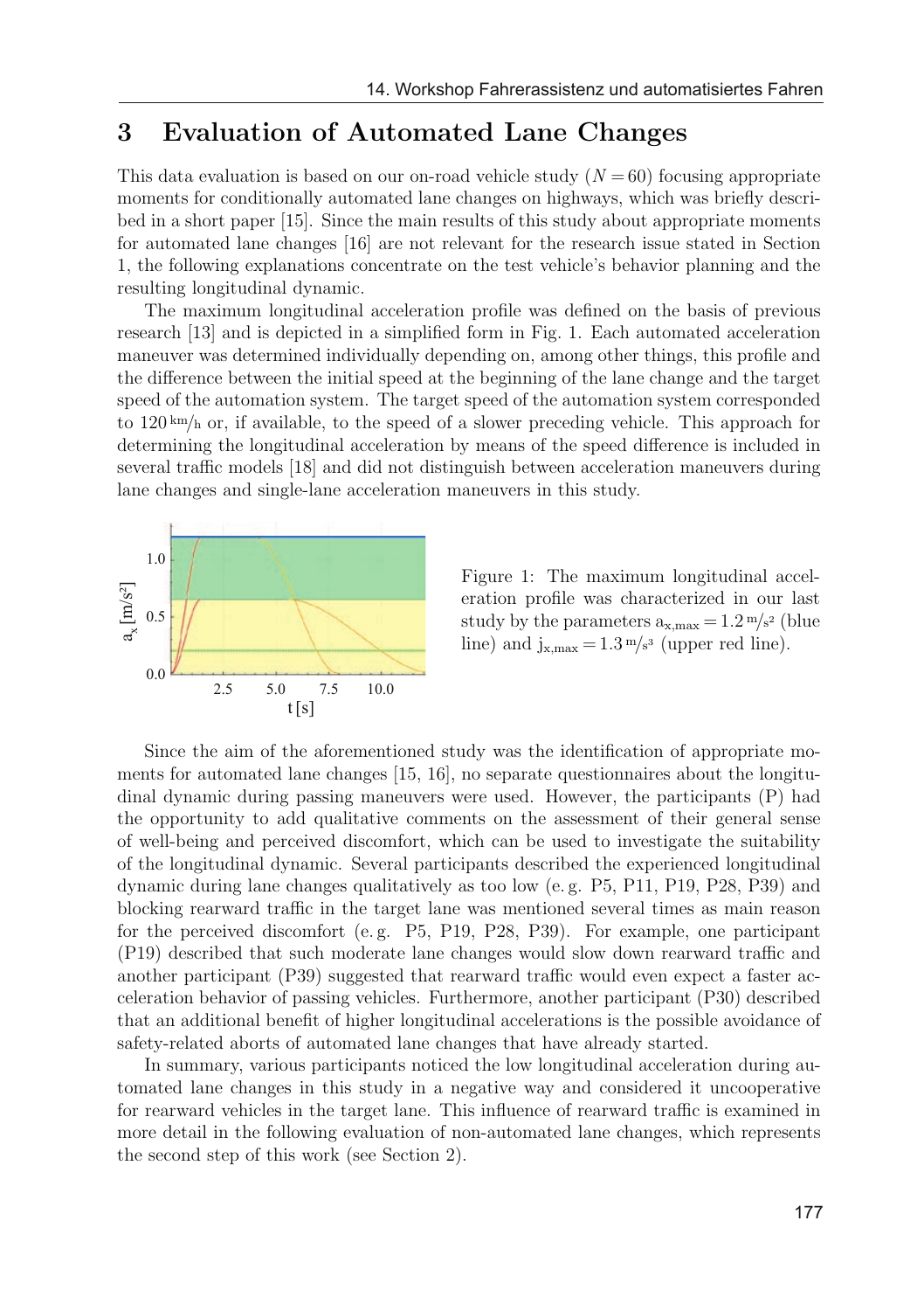# 3 Evaluation of Automated Lane Changes

This data evaluation is based on our on-road vehicle study ($N = 60$) focusing appropriate moments for conditionally automated lane changes on highways, which was briefly described in a short paper [15]. Since the main results of this study about appropriate moments for automated lane changes [16] are not relevant for the research issue stated in Section 1, the following explanations concentrate on the test vehicle's behavior planning and the resulting longitudinal dynamic.

The maximum longitudinal acceleration profile was defined on the basis of previous research [13] and is depicted in a simplified form in Fig. 1. Each automated acceleration maneuver was determined individually depending on, among other things, this profile and the difference between the initial speed at the beginning of the lane change and the target speed of the automation system. The target speed of the automation system corresponded to 120 km/h or, if available, to the speed of a slower preceding vehicle. This approach for determining the longitudinal acceleration by means of the speed difference is included in several traffic models [18] and did not distinguish between acceleration maneuvers during lane changes and single-lane acceleration maneuvers in this study.

1.0
0.5
0.0
$a_x$ [m/s²]
2.5
5.0
7.5
10.0
t [s]

Figure 1: The maximum longitudinal acceleration profile was characterized in our last study by the parameters $a_{x,max} = 1.2$ m/s² (blue line) and $j_{x,max} = 1.3$ m/s³ (upper red line).

Since the aim of the aforementioned study was the identification of appropriate moments for automated lane changes [15, 16], no separate questionnaires about the longitudinal dynamic during passing maneuvers were used. However, the participants (P) had the opportunity to add qualitative comments on the assessment of their general sense of well-being and perceived discomfort, which can be used to investigate the suitability of the longitudinal dynamic. Several participants described the experienced longitudinal dynamic during lane changes qualitatively as too low (e. g. P5, P11, P19, P28, P39) and blocking rearward traffic in the target lane was mentioned several times as main reason for the perceived discomfort (e. g. P5, P19, P28, P39). For example, one participant (P19) described that such moderate lane changes would slow down rearward traffic and another participant (P39) suggested that rearward traffic would even expect a faster acceleration behavior of passing vehicles. Furthermore, another participant (P30) described that an additional benefit of higher longitudinal accelerations is the possible avoidance of safety-related aborts of automated lane changes that have already started.

In summary, various participants noticed the low longitudinal acceleration during automated lane changes in this study in a negative way and considered it uncooperative for rearward vehicles in the target lane. This influence of rearward traffic is examined in more detail in the following evaluation of non-automated lane changes, which represents the second step of this work (see Section 2).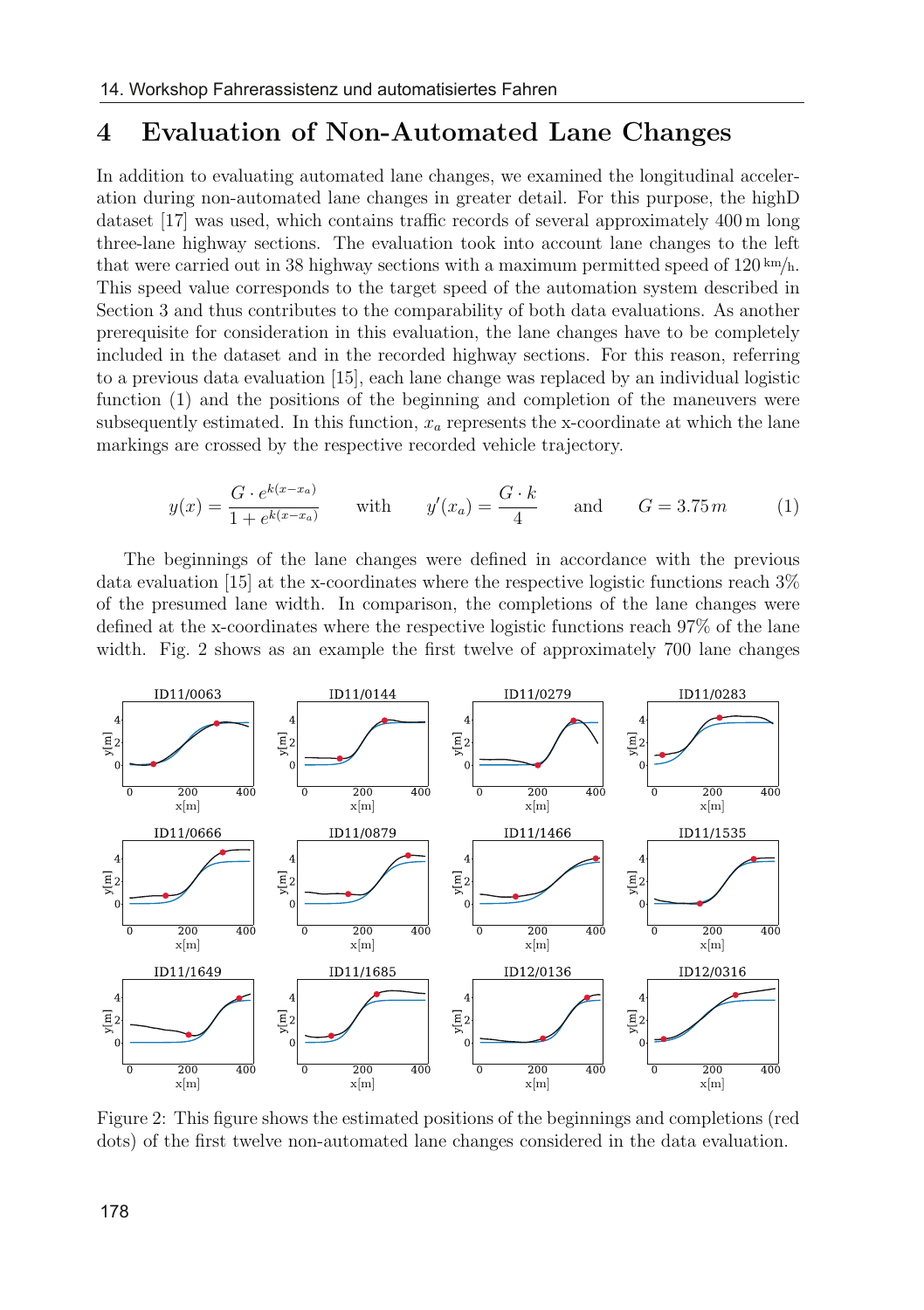# 4 Evaluation of Non-Automated Lane Changes

In addition to evaluating automated lane changes, we examined the longitudinal acceleration during non-automated lane changes in greater detail. For this purpose, the highD dataset [17] was used, which contains traffic records of several approximately 400 m long three-lane highway sections. The evaluation took into account lane changes to the left that were carried out in 38 highway sections with a maximum permitted speed of 120 km/h. This speed value corresponds to the target speed of the automation system described in Section 3 and thus contributes to the comparability of both data evaluations. As another prerequisite for consideration in this evaluation, the lane changes have to be completely included in the dataset and in the recorded highway sections. For this reason, referring to a previous data evaluation [15], each lane change was replaced by an individual logistic function (1) and the positions of the beginning and completion of the maneuvers were subsequently estimated. In this function, $x_a$ represents the x-coordinate at which the lane markings are crossed by the respective recorded vehicle trajectory.

$$y(x) = \frac{G \cdot e^{k(x-x_a)}}{1 + e^{k(x-x_a)}} \qquad \text{with} \qquad y'(x_a) = \frac{G \cdot k}{4} \qquad \text{and} \qquad G = 3.75\,m \tag{1}$$

The beginnings of the lane changes were defined in accordance with the previous data evaluation [15] at the x-coordinates where the respective logistic functions reach 3% of the presumed lane width. In comparison, the completions of the lane changes were defined at the x-coordinates where the respective logistic functions reach 97% of the lane width. Fig. 2 shows as an example the first twelve of approximately 700 lane changes

ID11/0063
ID11/0144
ID11/0279
ID11/0283
ID11/0666
ID11/0879
ID11/1466
ID11/1535
ID11/1649
ID11/1685
ID12/0136
ID12/0316

y[m]
0
2
4

x[m]
0
200
400

Figure 2: This figure shows the estimated positions of the beginnings and completions (red dots) of the first twelve non-automated lane changes considered in the data evaluation.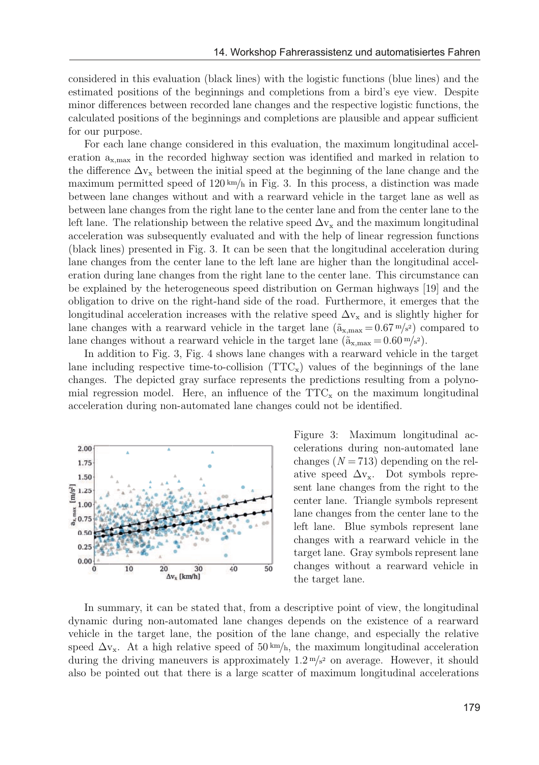considered in this evaluation (black lines) with the logistic functions (blue lines) and the estimated positions of the beginnings and completions from a bird's eye view. Despite minor differences between recorded lane changes and the respective logistic functions, the calculated positions of the beginnings and completions are plausible and appear sufficient for our purpose.

For each lane change considered in this evaluation, the maximum longitudinal acceleration $a_{x,max}$ in the recorded highway section was identified and marked in relation to the difference $\Delta v_x$ between the initial speed at the beginning of the lane change and the maximum permitted speed of 120 km/h in Fig. 3. In this process, a distinction was made between lane changes without and with a rearward vehicle in the target lane as well as between lane changes from the right lane to the center lane and from the center lane to the left lane. The relationship between the relative speed $\Delta v_x$ and the maximum longitudinal acceleration was subsequently evaluated and with the help of linear regression functions (black lines) presented in Fig. 3. It can be seen that the longitudinal acceleration during lane changes from the center lane to the left lane are higher than the longitudinal acceleration during lane changes from the right lane to the center lane. This circumstance can be explained by the heterogeneous speed distribution on German highways [19] and the obligation to drive on the right-hand side of the road. Furthermore, it emerges that the longitudinal acceleration increases with the relative speed $\Delta v_x$ and is slightly higher for lane changes with a rearward vehicle in the target lane ($\tilde{a}_{x,max} = 0.67\,m/s^2$) compared to lane changes without a rearward vehicle in the target lane ($\tilde{a}_{x,max} = 0.60\,m/s^2$).

In addition to Fig. 3, Fig. 4 shows lane changes with a rearward vehicle in the target lane including respective time-to-collision ($TTC_x$) values of the beginnings of the lane changes. The depicted gray surface represents the predictions resulting from a polynomial regression model. Here, an influence of the $TTC_x$ on the maximum longitudinal acceleration during non-automated lane changes could not be identified.

$a_{x,max}$ [m/s²]
2.00
1.75
1.50
1.25
1.00
0.75
0.50
0.25
0.00
0 10 20 30 40 50
$\Delta v_x$ [km/h]

Figure 3: Maximum longitudinal accelerations during non-automated lane changes ($N = 713$) depending on the relative speed $\Delta v_x$. Dot symbols represent lane changes from the right to the center lane. Triangle symbols represent lane changes from the center lane to the left lane. Blue symbols represent lane changes with a rearward vehicle in the target lane. Gray symbols represent lane changes without a rearward vehicle in the target lane.

In summary, it can be stated that, from a descriptive point of view, the longitudinal dynamic during non-automated lane changes depends on the existence of a rearward vehicle in the target lane, the position of the lane change, and especially the relative speed $\Delta v_x$. At a high relative speed of 50 km/h, the maximum longitudinal acceleration during the driving maneuvers is approximately $1.2\,m/s^2$ on average. However, it should also be pointed out that there is a large scatter of maximum longitudinal accelerations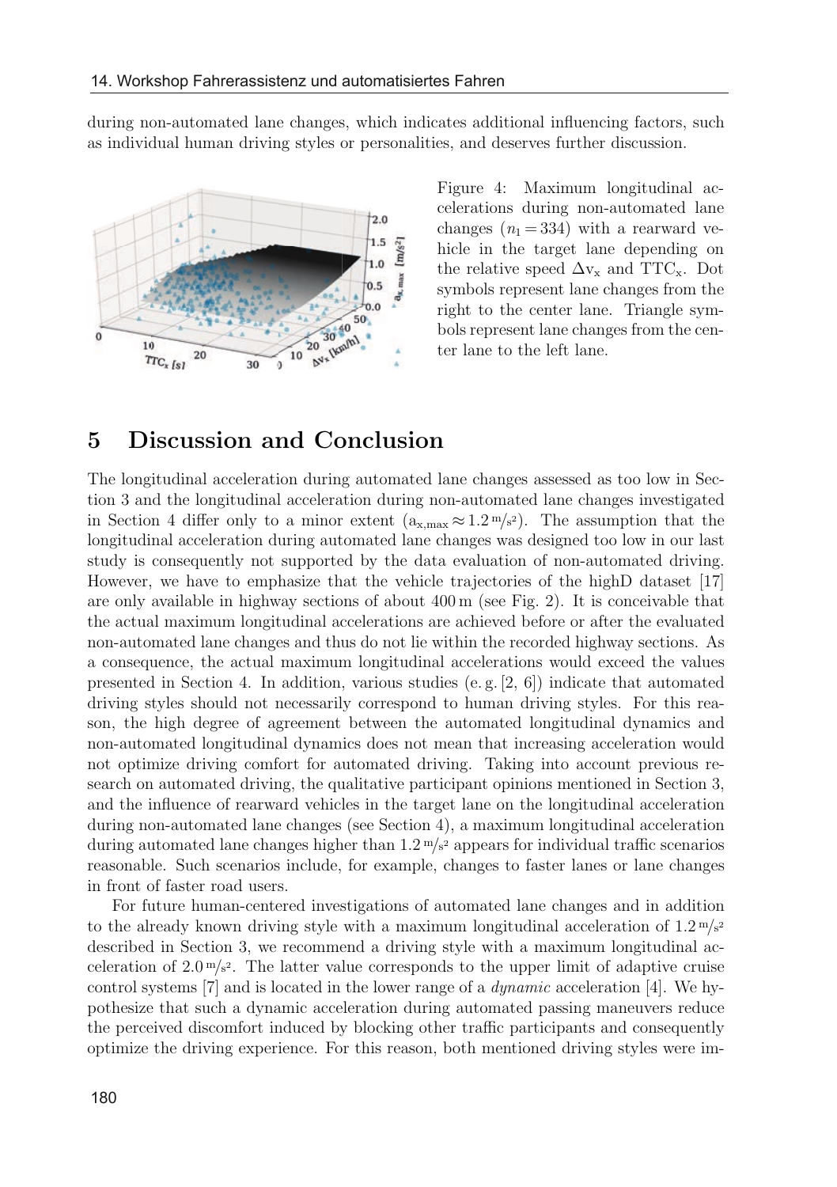during non-automated lane changes, which indicates additional influencing factors, such as individual human driving styles or personalities, and deserves further discussion.

2.0
1.5
1.0
0.5
0.0
$a_{x,max}$ [m/s²]
0
10
20
30
$TTC_x$ [s]
0
10
20
30
40
50
$\Delta v_x$ [km/h]

Figure 4: Maximum longitudinal accelerations during non-automated lane changes ($n_1 = 334$) with a rearward vehicle in the target lane depending on the relative speed $\Delta v_x$ and $TTC_x$. Dot symbols represent lane changes from the right to the center lane. Triangle symbols represent lane changes from the center lane to the left lane.

## 5 Discussion and Conclusion

The longitudinal acceleration during automated lane changes assessed as too low in Section 3 and the longitudinal acceleration during non-automated lane changes investigated in Section 4 differ only to a minor extent ($a_{x,max} \approx 1.2\,\mathrm{m/s^2}$). The assumption that the longitudinal acceleration during automated lane changes was designed too low in our last study is consequently not supported by the data evaluation of non-automated driving. However, we have to emphasize that the vehicle trajectories of the highD dataset [17] are only available in highway sections of about 400 m (see Fig. 2). It is conceivable that the actual maximum longitudinal accelerations are achieved before or after the evaluated non-automated lane changes and thus do not lie within the recorded highway sections. As a consequence, the actual maximum longitudinal accelerations would exceed the values presented in Section 4. In addition, various studies (e. g. [2, 6]) indicate that automated driving styles should not necessarily correspond to human driving styles. For this reason, the high degree of agreement between the automated longitudinal dynamics and non-automated longitudinal dynamics does not mean that increasing acceleration would not optimize driving comfort for automated driving. Taking into account previous research on automated driving, the qualitative participant opinions mentioned in Section 3, and the influence of rearward vehicles in the target lane on the longitudinal acceleration during non-automated lane changes (see Section 4), a maximum longitudinal acceleration during automated lane changes higher than $1.2\,\mathrm{m/s^2}$ appears for individual traffic scenarios reasonable. Such scenarios include, for example, changes to faster lanes or lane changes in front of faster road users.

For future human-centered investigations of automated lane changes and in addition to the already known driving style with a maximum longitudinal acceleration of $1.2\,\mathrm{m/s^2}$ described in Section 3, we recommend a driving style with a maximum longitudinal acceleration of $2.0\,\mathrm{m/s^2}$. The latter value corresponds to the upper limit of adaptive cruise control systems [7] and is located in the lower range of a *dynamic* acceleration [4]. We hypothesize that such a dynamic acceleration during automated passing maneuvers reduce the perceived discomfort induced by blocking other traffic participants and consequently optimize the driving experience. For this reason, both mentioned driving styles were im-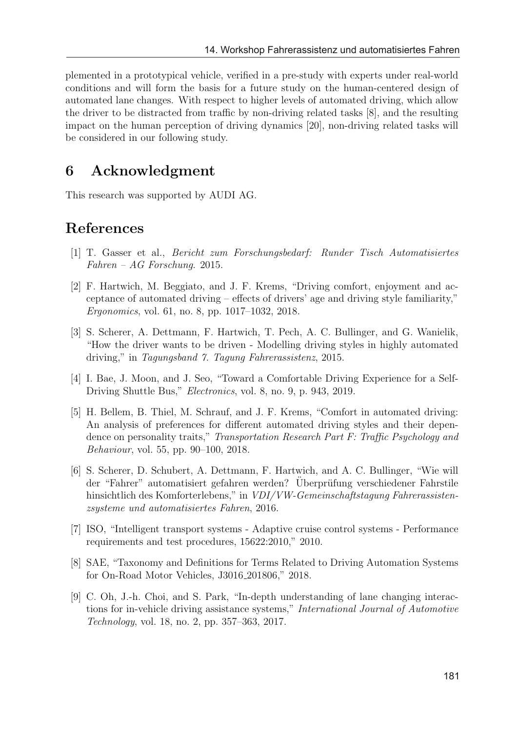plemented in a prototypical vehicle, verified in a pre-study with experts under real-world conditions and will form the basis for a future study on the human-centered design of automated lane changes. With respect to higher levels of automated driving, which allow the driver to be distracted from traffic by non-driving related tasks [8], and the resulting impact on the human perception of driving dynamics [20], non-driving related tasks will be considered in our following study.

## 6 Acknowledgment

This research was supported by AUDI AG.

## References

[1] T. Gasser et al., *Bericht zum Forschungsbedarf: Runder Tisch Automatisiertes Fahren – AG Forschung*. 2015.

[2] F. Hartwich, M. Beggiato, and J. F. Krems, "Driving comfort, enjoyment and acceptance of automated driving – effects of drivers' age and driving style familiarity," *Ergonomics*, vol. 61, no. 8, pp. 1017–1032, 2018.

[3] S. Scherer, A. Dettmann, F. Hartwich, T. Pech, A. C. Bullinger, and G. Wanielik, "How the driver wants to be driven - Modelling driving styles in highly automated driving," in *Tagungsband 7. Tagung Fahrerassistenz*, 2015.

[4] I. Bae, J. Moon, and J. Seo, "Toward a Comfortable Driving Experience for a Self-Driving Shuttle Bus," *Electronics*, vol. 8, no. 9, p. 943, 2019.

[5] H. Bellem, B. Thiel, M. Schrauf, and J. F. Krems, "Comfort in automated driving: An analysis of preferences for different automated driving styles and their dependence on personality traits," *Transportation Research Part F: Traffic Psychology and Behaviour*, vol. 55, pp. 90–100, 2018.

[6] S. Scherer, D. Schubert, A. Dettmann, F. Hartwich, and A. C. Bullinger, "Wie will der "Fahrer" automatisiert gefahren werden? Überprüfung verschiedener Fahrstile hinsichtlich des Komforterlebens," in *VDI/VW-Gemeinschaftstagung Fahrerassistenzsysteme und automatisiertes Fahren*, 2016.

[7] ISO, "Intelligent transport systems - Adaptive cruise control systems - Performance requirements and test procedures, 15622:2010," 2010.

[8] SAE, "Taxonomy and Definitions for Terms Related to Driving Automation Systems for On-Road Motor Vehicles, J3016_201806," 2018.

[9] C. Oh, J.-h. Choi, and S. Park, "In-depth understanding of lane changing interactions for in-vehicle driving assistance systems," *International Journal of Automotive Technology*, vol. 18, no. 2, pp. 357–363, 2017.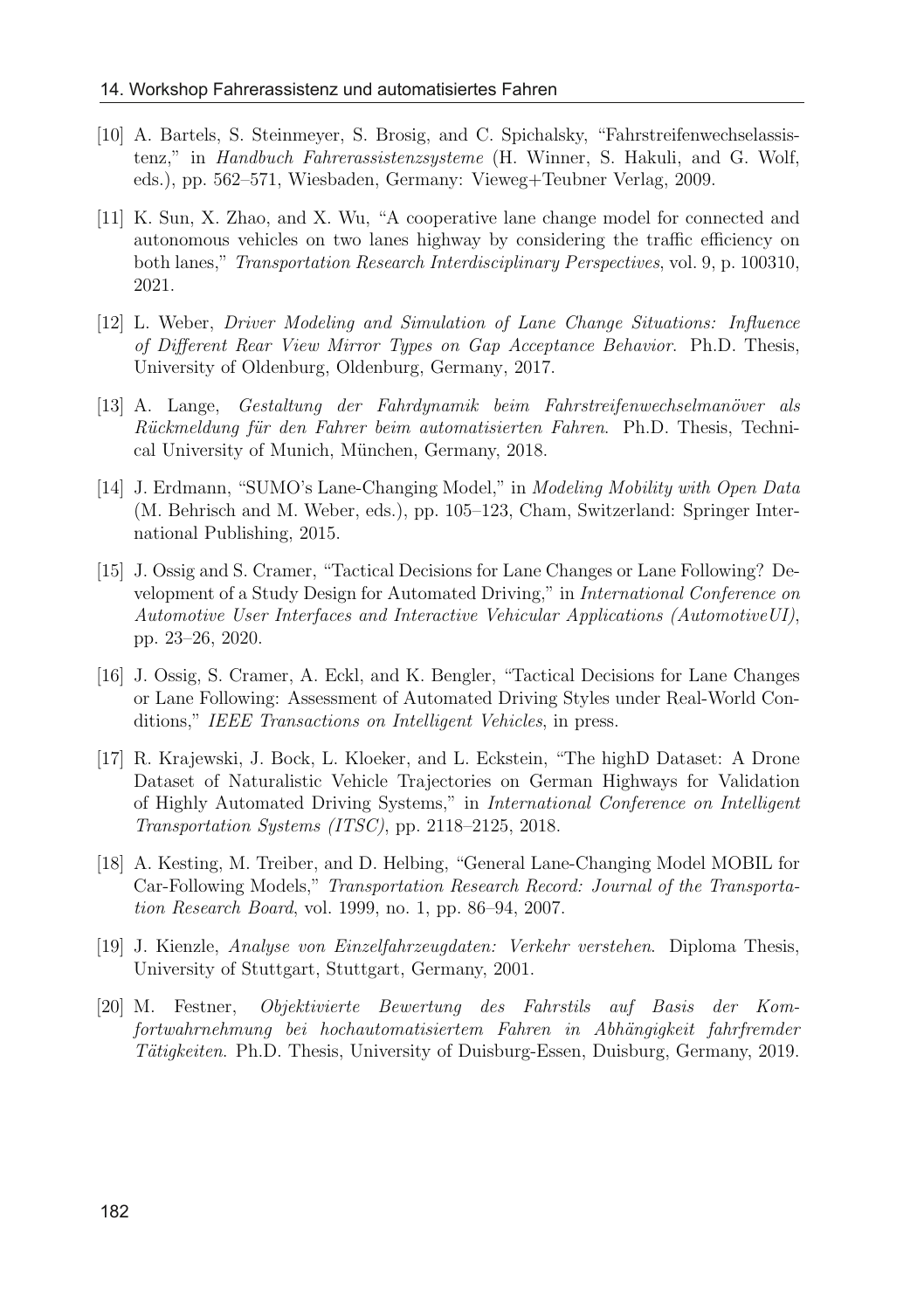[10] A. Bartels, S. Steinmeyer, S. Brosig, and C. Spichalsky, "Fahrstreifenwechselassistenz," in *Handbuch Fahrerassistenzsysteme* (H. Winner, S. Hakuli, and G. Wolf, eds.), pp. 562–571, Wiesbaden, Germany: Vieweg+Teubner Verlag, 2009.

[11] K. Sun, X. Zhao, and X. Wu, "A cooperative lane change model for connected and autonomous vehicles on two lanes highway by considering the traffic efficiency on both lanes," *Transportation Research Interdisciplinary Perspectives*, vol. 9, p. 100310, 2021.

[12] L. Weber, *Driver Modeling and Simulation of Lane Change Situations: Influence of Different Rear View Mirror Types on Gap Acceptance Behavior*. Ph.D. Thesis, University of Oldenburg, Oldenburg, Germany, 2017.

[13] A. Lange, *Gestaltung der Fahrdynamik beim Fahrstreifenwechselmanöver als Rückmeldung für den Fahrer beim automatisierten Fahren*. Ph.D. Thesis, Technical University of Munich, München, Germany, 2018.

[14] J. Erdmann, "SUMO's Lane-Changing Model," in *Modeling Mobility with Open Data* (M. Behrisch and M. Weber, eds.), pp. 105–123, Cham, Switzerland: Springer International Publishing, 2015.

[15] J. Ossig and S. Cramer, "Tactical Decisions for Lane Changes or Lane Following? Development of a Study Design for Automated Driving," in *International Conference on Automotive User Interfaces and Interactive Vehicular Applications (AutomotiveUI)*, pp. 23–26, 2020.

[16] J. Ossig, S. Cramer, A. Eckl, and K. Bengler, "Tactical Decisions for Lane Changes or Lane Following: Assessment of Automated Driving Styles under Real-World Conditions," *IEEE Transactions on Intelligent Vehicles*, in press.

[17] R. Krajewski, J. Bock, L. Kloeker, and L. Eckstein, "The highD Dataset: A Drone Dataset of Naturalistic Vehicle Trajectories on German Highways for Validation of Highly Automated Driving Systems," in *International Conference on Intelligent Transportation Systems (ITSC)*, pp. 2118–2125, 2018.

[18] A. Kesting, M. Treiber, and D. Helbing, "General Lane-Changing Model MOBIL for Car-Following Models," *Transportation Research Record: Journal of the Transportation Research Board*, vol. 1999, no. 1, pp. 86–94, 2007.

[19] J. Kienzle, *Analyse von Einzelfahrzeugdaten: Verkehr verstehen*. Diploma Thesis, University of Stuttgart, Stuttgart, Germany, 2001.

[20] M. Festner, *Objektivierte Bewertung des Fahrstils auf Basis der Komfortwahrnehmung bei hochautomatisiertem Fahren in Abhängigkeit fahrfremder Tätigkeiten*. Ph.D. Thesis, University of Duisburg-Essen, Duisburg, Germany, 2019.